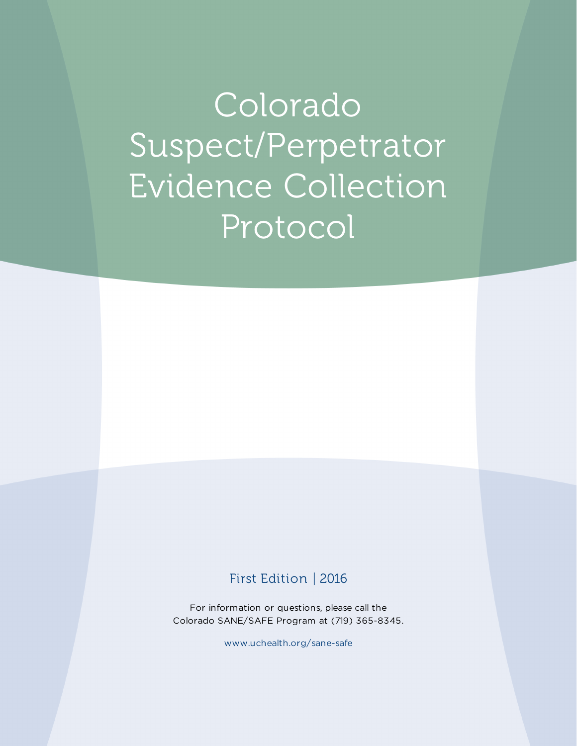# Colorado Suspect/Perpetrator Evidence Collection Protocol

First Edition | 2016

For information or questions, please call the Colorado SANE/SAFE Program at (719) 365-8345.

www.uchealth.org/sane-safe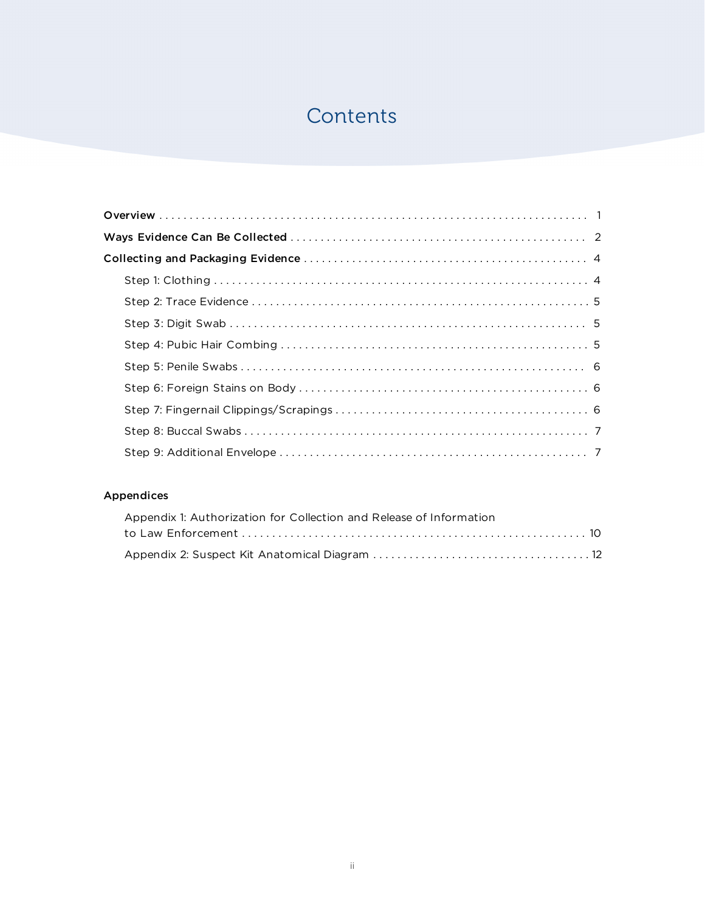# Contents

**Overview** . . . . . . . . . . . . . . . . . . . . . . . . . . . . . . . . . . . . . . . . . . . . . . . . . . . . . . . . . . . . . . . . . . . . . . 1

**Ways Evidence Can Be Collected** . . . . . . . . . . . . . . . . . . . . . . . . . . . . . . . . . . . . . . . . . . . . . . . . . . 2

**Collecting and Packaging Evidence** . . . . . . . . . . . . . . . . . . . . . . . . . . . . . . . . . . . . . . . . . . . . . . . 4

- Step 1: Clothing . . . . . . . . . . . . . . . . . . . . . . . . . . . . . . . . . . . . . . . . . . . . . . . . . . . . . . . . . . . . . . . . 4
- Step 2: Trace Evidence . . . . . . . . . . . . . . . . . . . . . . . . . . . . . . . . . . . . . . . . . . . . . . . . . . . . . . . . . 5
- Step 3: Digit Swab . . . . . . . . . . . . . . . . . . . . . . . . . . . . . . . . . . . . . . . . . . . . . . . . . . . . . . . . . . . . . 5
- Step 4: Pubic Hair Combing . . . . . . . . . . . . . . . . . . . . . . . . . . . . . . . . . . . . . . . . . . . . . . . . . . . . 5
- Step 5: Penile Swabs . . . . . . . . . . . . . . . . . . . . . . . . . . . . . . . . . . . . . . . . . . . . . . . . . . . . . . . . . . 6
- Step 6: Foreign Stains on Body . . . . . . . . . . . . . . . . . . . . . . . . . . . . . . . . . . . . . . . . . . . . . . . . . 6
- Step 7: Fingernail Clippings/Scrapings . . . . . . . . . . . . . . . . . . . . . . . . . . . . . . . . . . . . . . . . . . . 6
- Step 8: Buccal Swabs . . . . . . . . . . . . . . . . . . . . . . . . . . . . . . . . . . . . . . . . . . . . . . . . . . . . . . . . . . 7
- Step 9: Additional Envelope . . . . . . . . . . . . . . . . . . . . . . . . . . . . . . . . . . . . . . . . . . . . . . . . . . . . 7

**Appendices**

- Appendix 1: Authorization for Collection and Release of Information to Law Enforcement . . . . . . . . . . . . . . . . . . . . . . . . . . . . . . . . . . . . . . . . . . . . . . . . . . . . . . . . 10
- Appendix 2: Suspect Kit Anatomical Diagram . . . . . . . . . . . . . . . . . . . . . . . . . . . . . . . . . . . . 12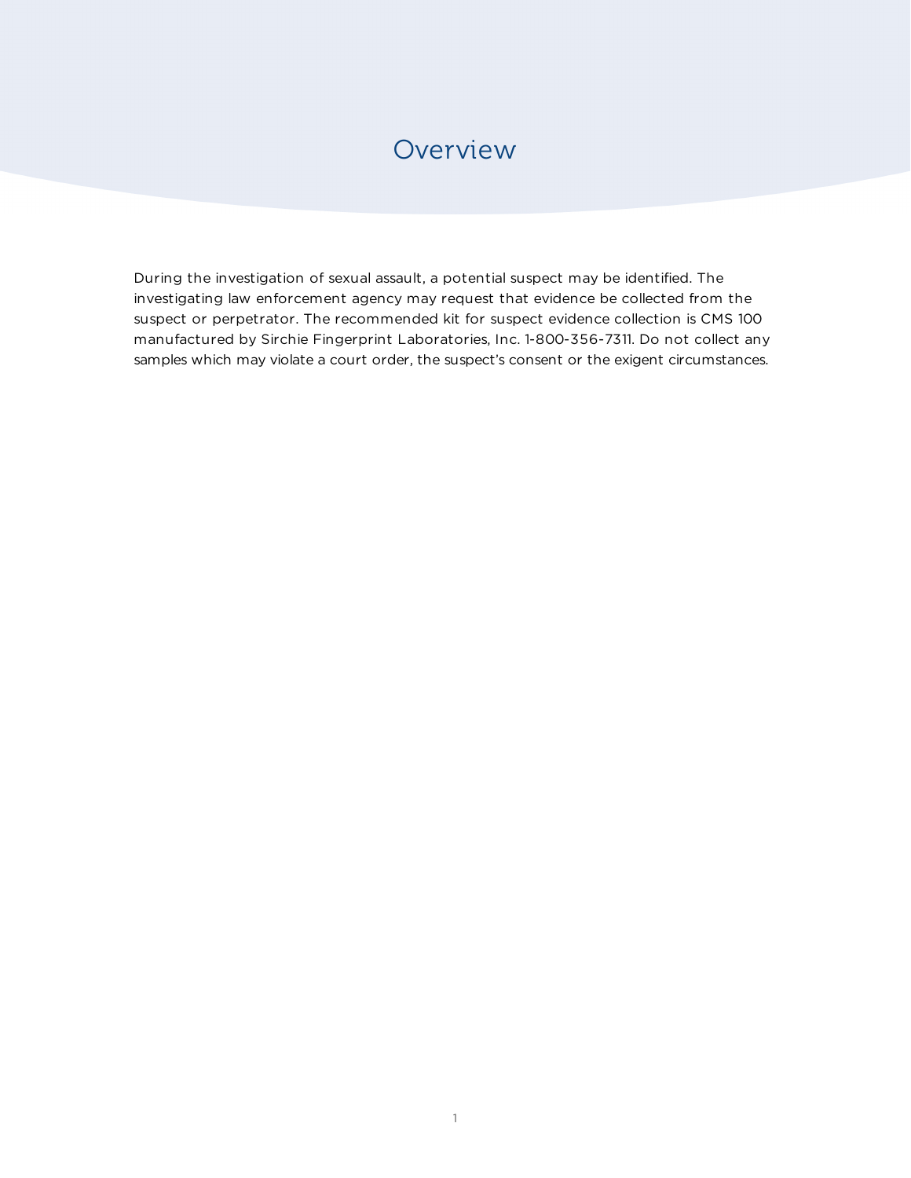# Overview

During the investigation of sexual assault, a potential suspect may be identified. The investigating law enforcement agency may request that evidence be collected from the suspect or perpetrator. The recommended kit for suspect evidence collection is CMS 100 manufactured by Sirchie Fingerprint Laboratories, Inc. 1-800-356-7311. Do not collect any samples which may violate a court order, the suspect's consent or the exigent circumstances.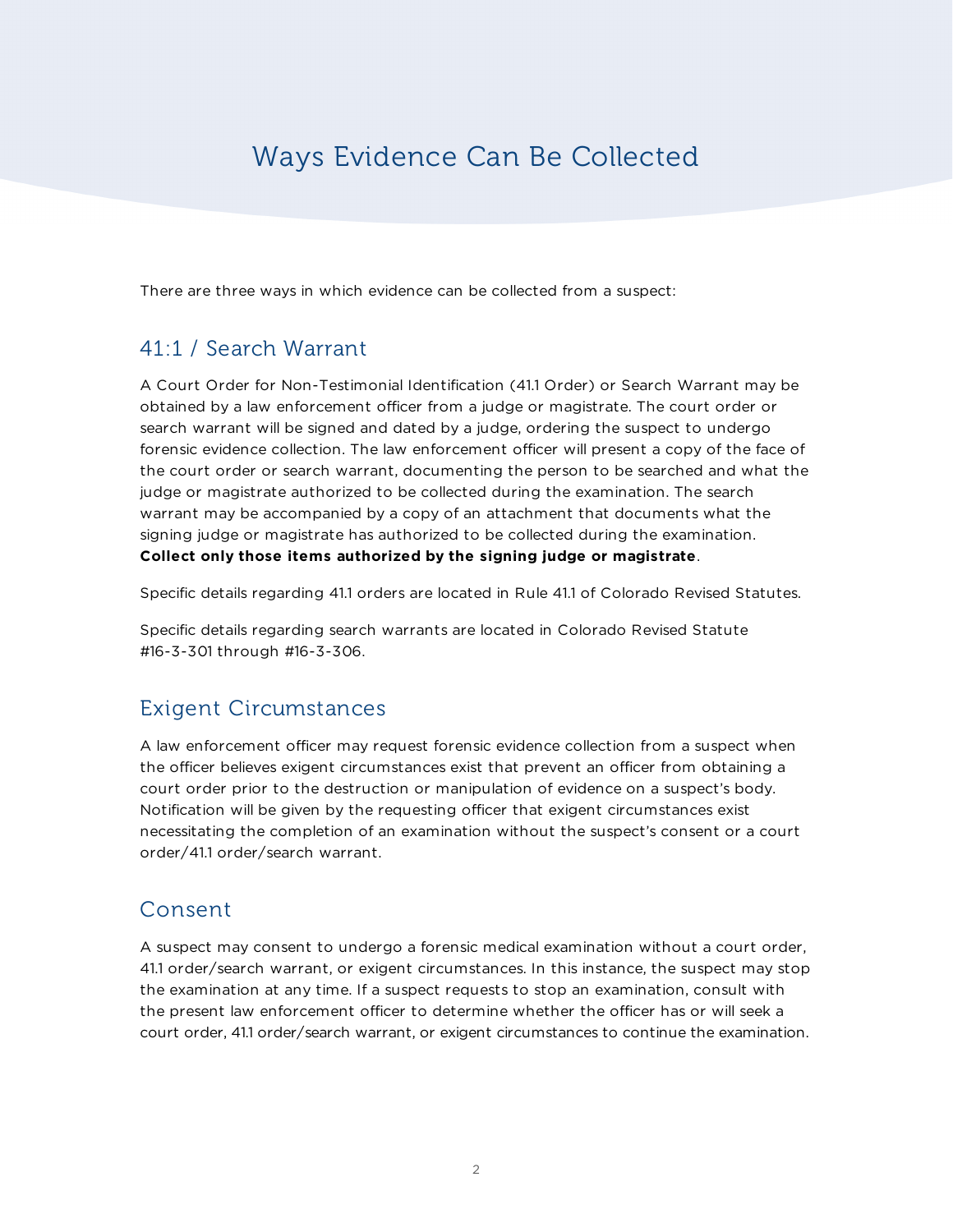# Ways Evidence Can Be Collected

There are three ways in which evidence can be collected from a suspect:

## 41:1 / Search Warrant

A Court Order for Non-Testimonial Identification (41.1 Order) or Search Warrant may be obtained by a law enforcement officer from a judge or magistrate. The court order or search warrant will be signed and dated by a judge, ordering the suspect to undergo forensic evidence collection. The law enforcement officer will present a copy of the face of the court order or search warrant, documenting the person to be searched and what the judge or magistrate authorized to be collected during the examination. The search warrant may be accompanied by a copy of an attachment that documents what the signing judge or magistrate has authorized to be collected during the examination. **Collect only those items authorized by the signing judge or magistrate**.

Specific details regarding 41.1 orders are located in Rule 41.1 of Colorado Revised Statutes.

Specific details regarding search warrants are located in Colorado Revised Statute #16-3-301 through #16-3-306.

## Exigent Circumstances

A law enforcement officer may request forensic evidence collection from a suspect when the officer believes exigent circumstances exist that prevent an officer from obtaining a court order prior to the destruction or manipulation of evidence on a suspect's body. Notification will be given by the requesting officer that exigent circumstances exist necessitating the completion of an examination without the suspect's consent or a court order/41.1 order/search warrant.

## Consent

A suspect may consent to undergo a forensic medical examination without a court order, 41.1 order/search warrant, or exigent circumstances. In this instance, the suspect may stop the examination at any time. If a suspect requests to stop an examination, consult with the present law enforcement officer to determine whether the officer has or will seek a court order, 41.1 order/search warrant, or exigent circumstances to continue the examination.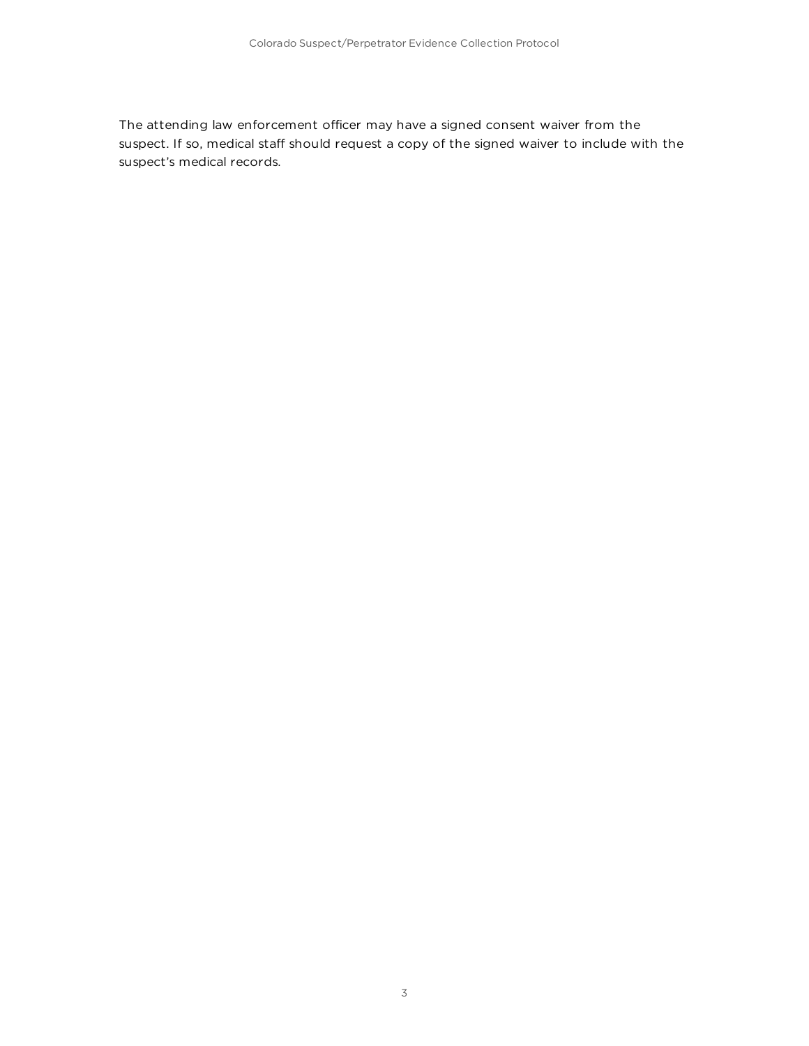The attending law enforcement officer may have a signed consent waiver from the suspect. If so, medical staff should request a copy of the signed waiver to include with the suspect's medical records.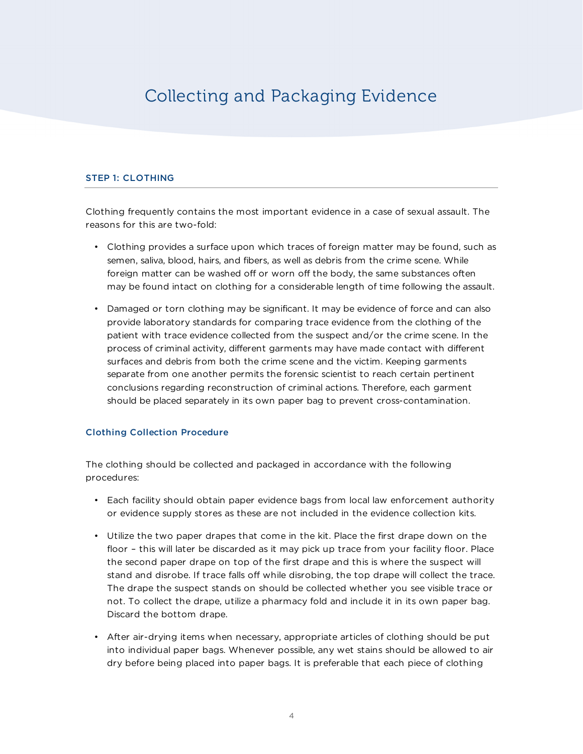# Collecting and Packaging Evidence

## STEP 1: CLOTHING

Clothing frequently contains the most important evidence in a case of sexual assault. The reasons for this are two-fold:

- Clothing provides a surface upon which traces of foreign matter may be found, such as semen, saliva, blood, hairs, and fibers, as well as debris from the crime scene. While foreign matter can be washed off or worn off the body, the same substances often may be found intact on clothing for a considerable length of time following the assault.
- Damaged or torn clothing may be significant. It may be evidence of force and can also provide laboratory standards for comparing trace evidence from the clothing of the patient with trace evidence collected from the suspect and/or the crime scene. In the process of criminal activity, different garments may have made contact with different surfaces and debris from both the crime scene and the victim. Keeping garments separate from one another permits the forensic scientist to reach certain pertinent conclusions regarding reconstruction of criminal actions. Therefore, each garment should be placed separately in its own paper bag to prevent cross-contamination.

### Clothing Collection Procedure

The clothing should be collected and packaged in accordance with the following procedures:

- Each facility should obtain paper evidence bags from local law enforcement authority or evidence supply stores as these are not included in the evidence collection kits.
- Utilize the two paper drapes that come in the kit. Place the first drape down on the floor – this will later be discarded as it may pick up trace from your facility floor. Place the second paper drape on top of the first drape and this is where the suspect will stand and disrobe. If trace falls off while disrobing, the top drape will collect the trace. The drape the suspect stands on should be collected whether you see visible trace or not. To collect the drape, utilize a pharmacy fold and include it in its own paper bag. Discard the bottom drape.
- After air-drying items when necessary, appropriate articles of clothing should be put into individual paper bags. Whenever possible, any wet stains should be allowed to air dry before being placed into paper bags. It is preferable that each piece of clothing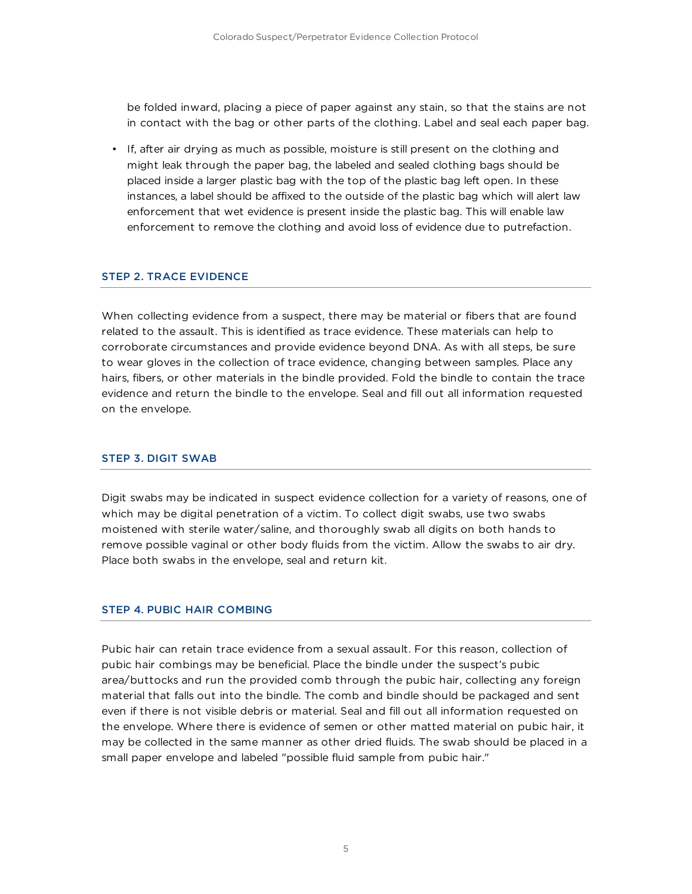be folded inward, placing a piece of paper against any stain, so that the stains are not in contact with the bag or other parts of the clothing. Label and seal each paper bag.

- If, after air drying as much as possible, moisture is still present on the clothing and might leak through the paper bag, the labeled and sealed clothing bags should be placed inside a larger plastic bag with the top of the plastic bag left open. In these instances, a label should be affixed to the outside of the plastic bag which will alert law enforcement that wet evidence is present inside the plastic bag. This will enable law enforcement to remove the clothing and avoid loss of evidence due to putrefaction.

## STEP 2. TRACE EVIDENCE

When collecting evidence from a suspect, there may be material or fibers that are found related to the assault. This is identified as trace evidence. These materials can help to corroborate circumstances and provide evidence beyond DNA. As with all steps, be sure to wear gloves in the collection of trace evidence, changing between samples. Place any hairs, fibers, or other materials in the bindle provided. Fold the bindle to contain the trace evidence and return the bindle to the envelope. Seal and fill out all information requested on the envelope.

## STEP 3. DIGIT SWAB

Digit swabs may be indicated in suspect evidence collection for a variety of reasons, one of which may be digital penetration of a victim. To collect digit swabs, use two swabs moistened with sterile water/saline, and thoroughly swab all digits on both hands to remove possible vaginal or other body fluids from the victim. Allow the swabs to air dry. Place both swabs in the envelope, seal and return kit.

## STEP 4. PUBIC HAIR COMBING

Pubic hair can retain trace evidence from a sexual assault. For this reason, collection of pubic hair combings may be beneficial. Place the bindle under the suspect's pubic area/buttocks and run the provided comb through the pubic hair, collecting any foreign material that falls out into the bindle. The comb and bindle should be packaged and sent even if there is not visible debris or material. Seal and fill out all information requested on the envelope. Where there is evidence of semen or other matted material on pubic hair, it may be collected in the same manner as other dried fluids. The swab should be placed in a small paper envelope and labeled "possible fluid sample from pubic hair."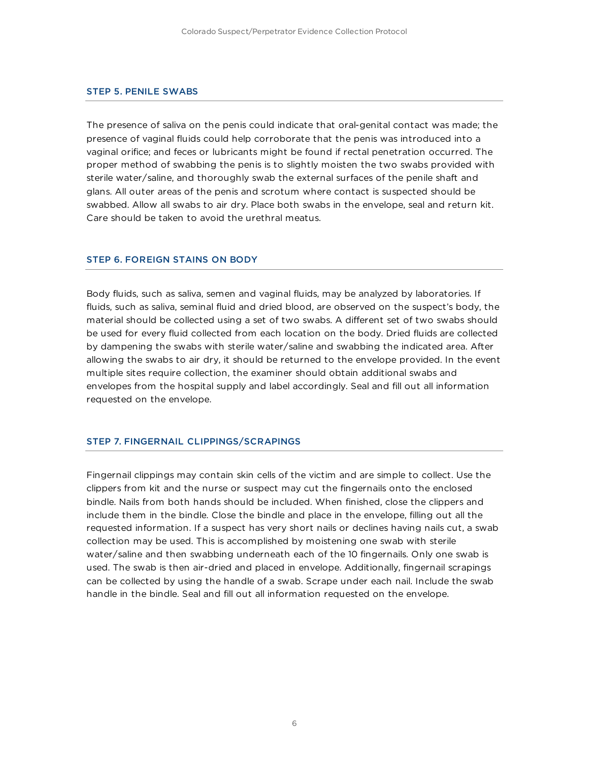## STEP 5. PENILE SWABS

The presence of saliva on the penis could indicate that oral-genital contact was made; the presence of vaginal fluids could help corroborate that the penis was introduced into a vaginal orifice; and feces or lubricants might be found if rectal penetration occurred. The proper method of swabbing the penis is to slightly moisten the two swabs provided with sterile water/saline, and thoroughly swab the external surfaces of the penile shaft and glans. All outer areas of the penis and scrotum where contact is suspected should be swabbed. Allow all swabs to air dry. Place both swabs in the envelope, seal and return kit. Care should be taken to avoid the urethral meatus.

## STEP 6. FOREIGN STAINS ON BODY

Body fluids, such as saliva, semen and vaginal fluids, may be analyzed by laboratories. If fluids, such as saliva, seminal fluid and dried blood, are observed on the suspect's body, the material should be collected using a set of two swabs. A different set of two swabs should be used for every fluid collected from each location on the body. Dried fluids are collected by dampening the swabs with sterile water/saline and swabbing the indicated area. After allowing the swabs to air dry, it should be returned to the envelope provided. In the event multiple sites require collection, the examiner should obtain additional swabs and envelopes from the hospital supply and label accordingly. Seal and fill out all information requested on the envelope.

## STEP 7. FINGERNAIL CLIPPINGS/SCRAPINGS

Fingernail clippings may contain skin cells of the victim and are simple to collect. Use the clippers from kit and the nurse or suspect may cut the fingernails onto the enclosed bindle. Nails from both hands should be included. When finished, close the clippers and include them in the bindle. Close the bindle and place in the envelope, filling out all the requested information. If a suspect has very short nails or declines having nails cut, a swab collection may be used. This is accomplished by moistening one swab with sterile water/saline and then swabbing underneath each of the 10 fingernails. Only one swab is used. The swab is then air-dried and placed in envelope. Additionally, fingernail scrapings can be collected by using the handle of a swab. Scrape under each nail. Include the swab handle in the bindle. Seal and fill out all information requested on the envelope.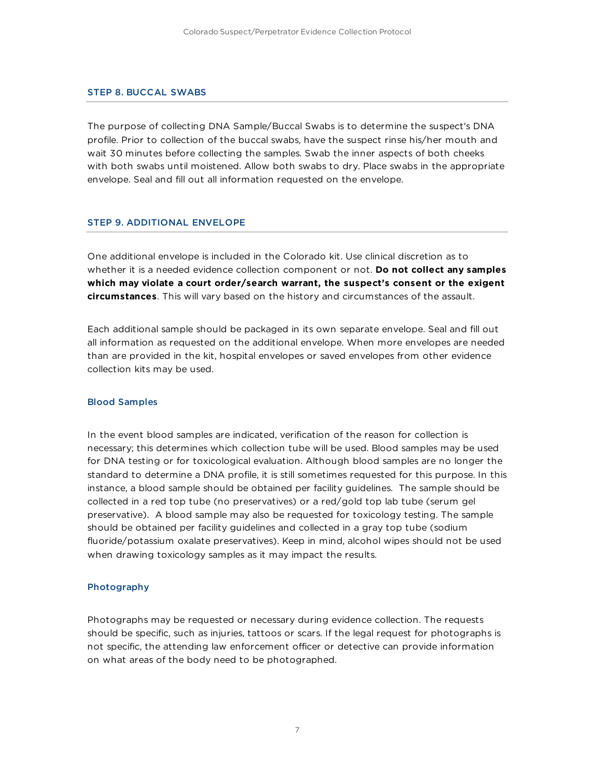## STEP 8. BUCCAL SWABS

The purpose of collecting DNA Sample/Buccal Swabs is to determine the suspect's DNA profile. Prior to collection of the buccal swabs, have the suspect rinse his/her mouth and wait 30 minutes before collecting the samples. Swab the inner aspects of both cheeks with both swabs until moistened. Allow both swabs to dry. Place swabs in the appropriate envelope. Seal and fill out all information requested on the envelope.

## STEP 9. ADDITIONAL ENVELOPE

One additional envelope is included in the Colorado kit. Use clinical discretion as to whether it is a needed evidence collection component or not. **Do not collect any samples which may violate a court order/search warrant, the suspect's consent or the exigent circumstances**. This will vary based on the history and circumstances of the assault.

Each additional sample should be packaged in its own separate envelope. Seal and fill out all information as requested on the additional envelope. When more envelopes are needed than are provided in the kit, hospital envelopes or saved envelopes from other evidence collection kits may be used.

### Blood Samples

In the event blood samples are indicated, verification of the reason for collection is necessary; this determines which collection tube will be used. Blood samples may be used for DNA testing or for toxicological evaluation. Although blood samples are no longer the standard to determine a DNA profile, it is still sometimes requested for this purpose. In this instance, a blood sample should be obtained per facility guidelines. The sample should be collected in a red top tube (no preservatives) or a red/gold top lab tube (serum gel preservative). A blood sample may also be requested for toxicology testing. The sample should be obtained per facility guidelines and collected in a gray top tube (sodium fluoride/potassium oxalate preservatives). Keep in mind, alcohol wipes should not be used when drawing toxicology samples as it may impact the results.

### Photography

Photographs may be requested or necessary during evidence collection. The requests should be specific, such as injuries, tattoos or scars. If the legal request for photographs is not specific, the attending law enforcement officer or detective can provide information on what areas of the body need to be photographed.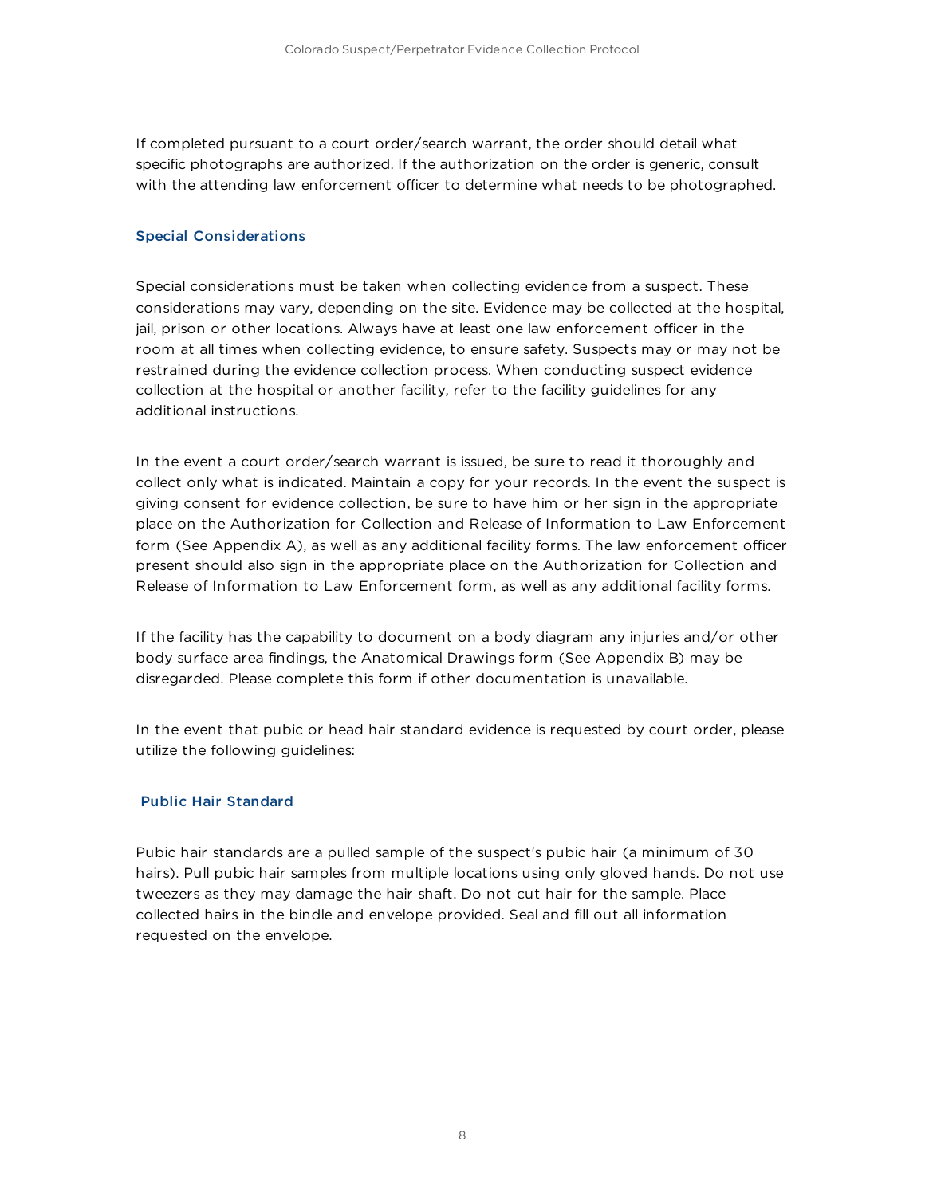If completed pursuant to a court order/search warrant, the order should detail what specific photographs are authorized. If the authorization on the order is generic, consult with the attending law enforcement officer to determine what needs to be photographed.

## Special Considerations

Special considerations must be taken when collecting evidence from a suspect. These considerations may vary, depending on the site. Evidence may be collected at the hospital, jail, prison or other locations. Always have at least one law enforcement officer in the room at all times when collecting evidence, to ensure safety. Suspects may or may not be restrained during the evidence collection process. When conducting suspect evidence collection at the hospital or another facility, refer to the facility guidelines for any additional instructions.

In the event a court order/search warrant is issued, be sure to read it thoroughly and collect only what is indicated. Maintain a copy for your records. In the event the suspect is giving consent for evidence collection, be sure to have him or her sign in the appropriate place on the Authorization for Collection and Release of Information to Law Enforcement form (See Appendix A), as well as any additional facility forms. The law enforcement officer present should also sign in the appropriate place on the Authorization for Collection and Release of Information to Law Enforcement form, as well as any additional facility forms.

If the facility has the capability to document on a body diagram any injuries and/or other body surface area findings, the Anatomical Drawings form (See Appendix B) may be disregarded. Please complete this form if other documentation is unavailable.

In the event that pubic or head hair standard evidence is requested by court order, please utilize the following guidelines:

### Public Hair Standard

Pubic hair standards are a pulled sample of the suspect's pubic hair (a minimum of 30 hairs). Pull pubic hair samples from multiple locations using only gloved hands. Do not use tweezers as they may damage the hair shaft. Do not cut hair for the sample. Place collected hairs in the bindle and envelope provided. Seal and fill out all information requested on the envelope.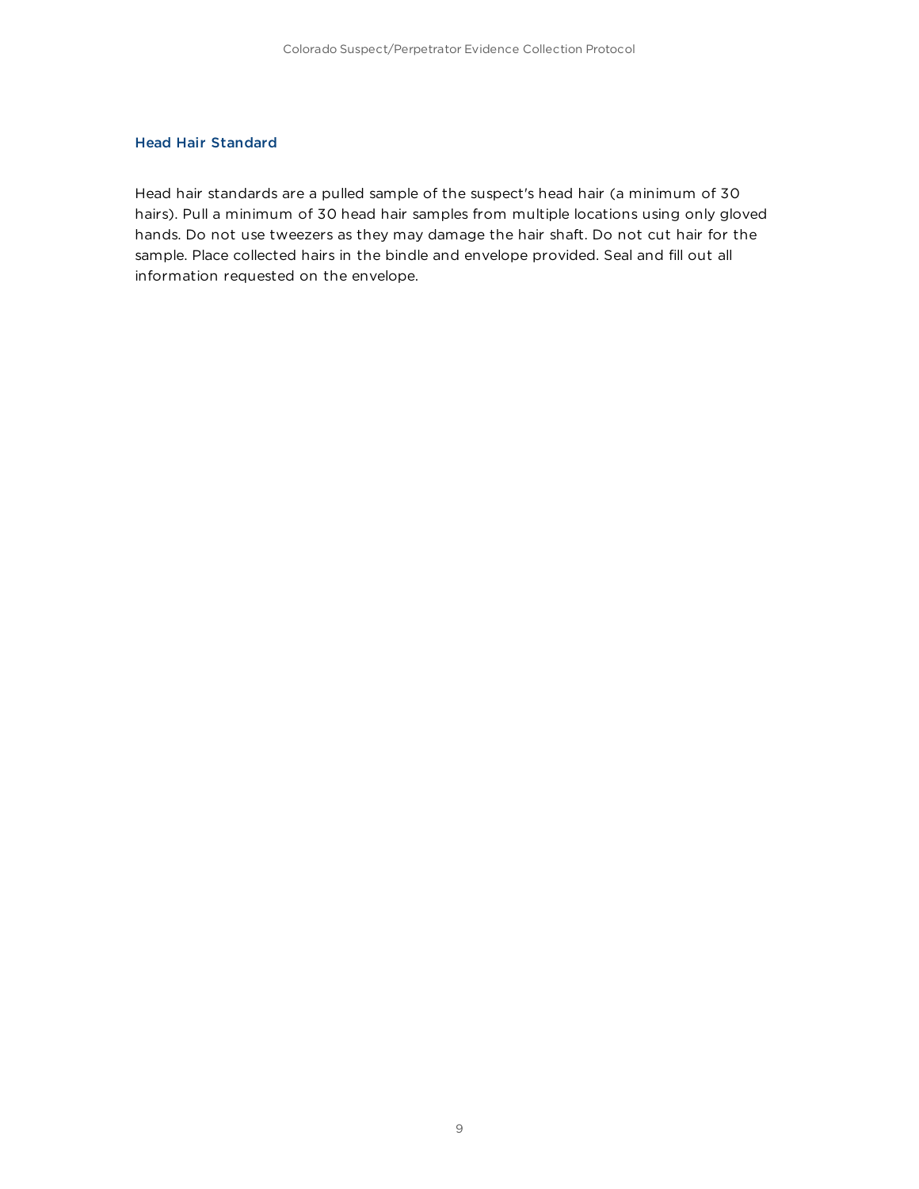### Head Hair Standard

Head hair standards are a pulled sample of the suspect's head hair (a minimum of 30 hairs). Pull a minimum of 30 head hair samples from multiple locations using only gloved hands. Do not use tweezers as they may damage the hair shaft. Do not cut hair for the sample. Place collected hairs in the bindle and envelope provided. Seal and fill out all information requested on the envelope.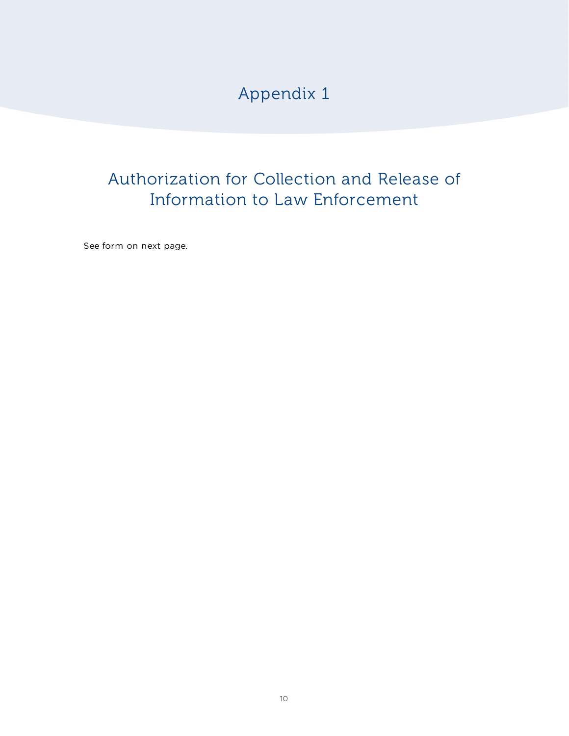# Appendix 1

## Authorization for Collection and Release of Information to Law Enforcement

See form on next page.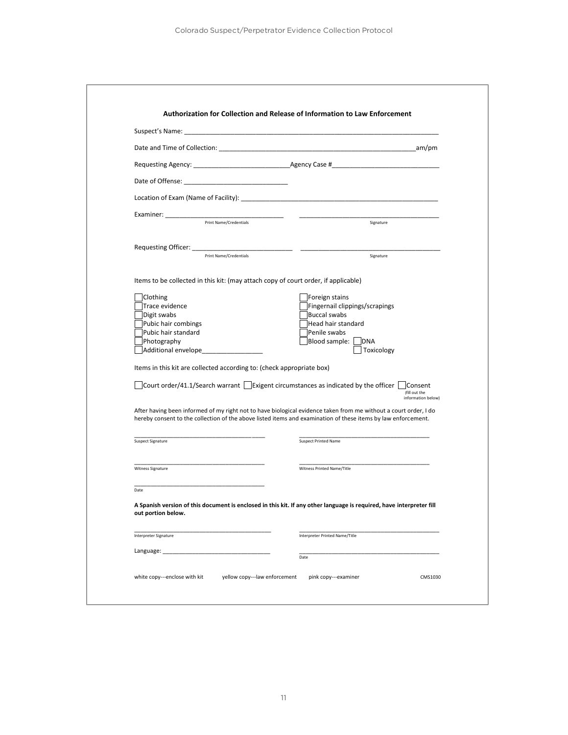## Authorization for Collection and Release of Information to Law Enforcement

Suspect's Name: ______________________________________________________________________

Date and Time of Collection: ______________________________________________________am/pm

Requesting Agency: __________________________Agency Case #______________________________

Date of Offense: _____________________________

Location of Exam (Name of Facility): ________________________________________________________

Examiner: ________________________________ ________________________________________

Print Name/Credentials Signature

Requesting Officer: ___________________________ ________________________________________

Print Name/Credentials Signature

Items to be collected in this kit: (may attach copy of court order, if applicable)

- ☐ Clothing
- ☐ Trace evidence
- ☐ Digit swabs
- ☐ Pubic hair combings
- ☐ Pubic hair standard
- ☐ Photography
- ☐ Additional envelope________________
- ☐ Foreign stains
- ☐ Fingernail clippings/scrapings
- ☐ Buccal swabs
- ☐ Head hair standard
- ☐ Penile swabs
- ☐ Blood sample: ☐ DNA ☐ Toxicology

Items in this kit are collected according to: (check appropriate box)

☐ Court order/41.1/Search warrant ☐ Exigent circumstances as indicated by the officer ☐ Consent (fill out the information below)

After having been informed of my right not to have biological evidence taken from me without a court order, I do hereby consent to the collection of the above listed items and examination of these items by law enforcement.

________________________________________ ________________________________________

Suspect Signature Suspect Printed Name

________________________________________ ________________________________________

Witness Signature Witness Printed Name/Title

________________________________________

Date

**A Spanish version of this document is enclosed in this kit. If any other language is required, have interpreter fill out portion below.**

________________________________________ ________________________________________

Interpreter Signature Interpreter Printed Name/Title

Language: ________________________________ ________________________________________

Date

white copy---enclose with kit yellow copy---law enforcement pink copy---examiner CMS1030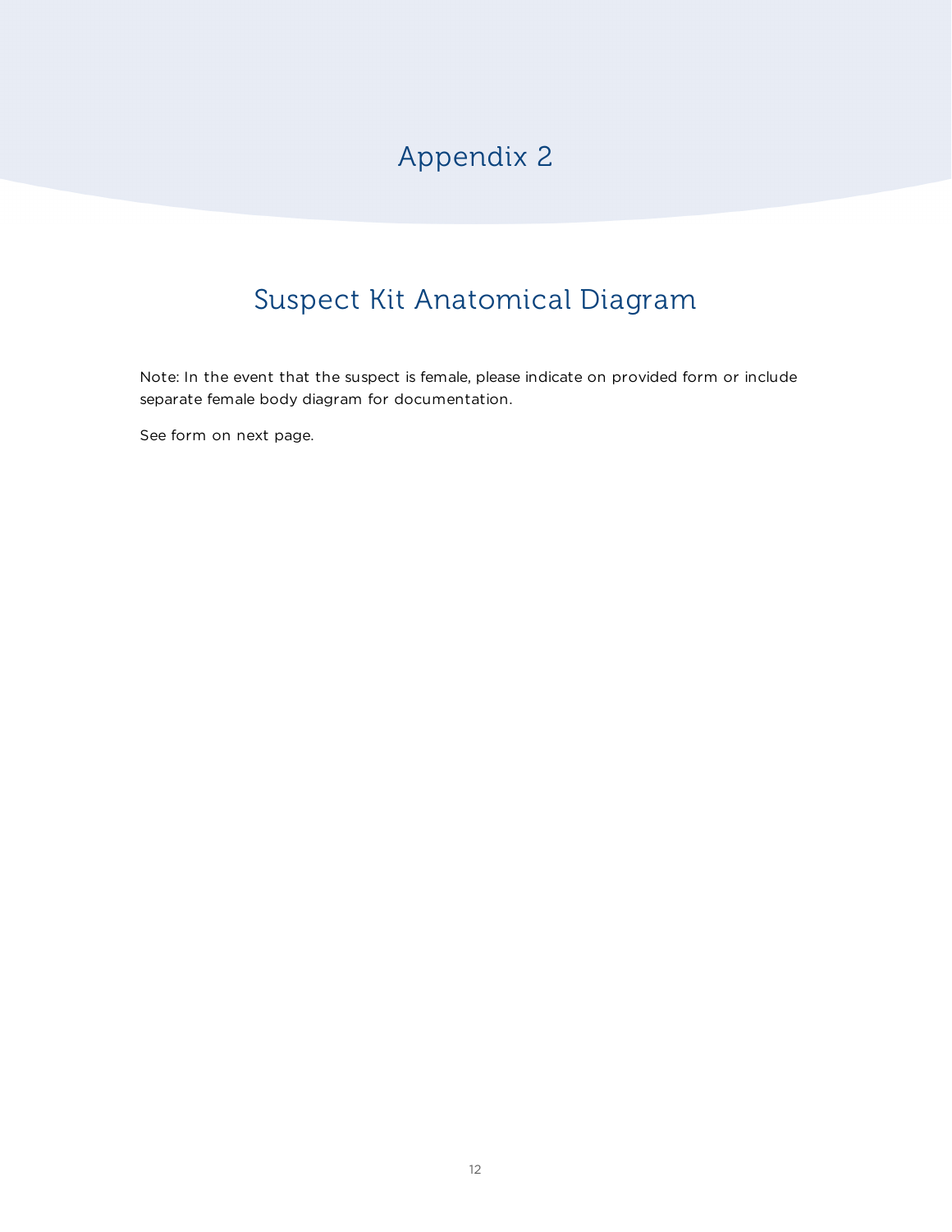# Appendix 2

## Suspect Kit Anatomical Diagram

Note: In the event that the suspect is female, please indicate on provided form or include separate female body diagram for documentation.

See form on next page.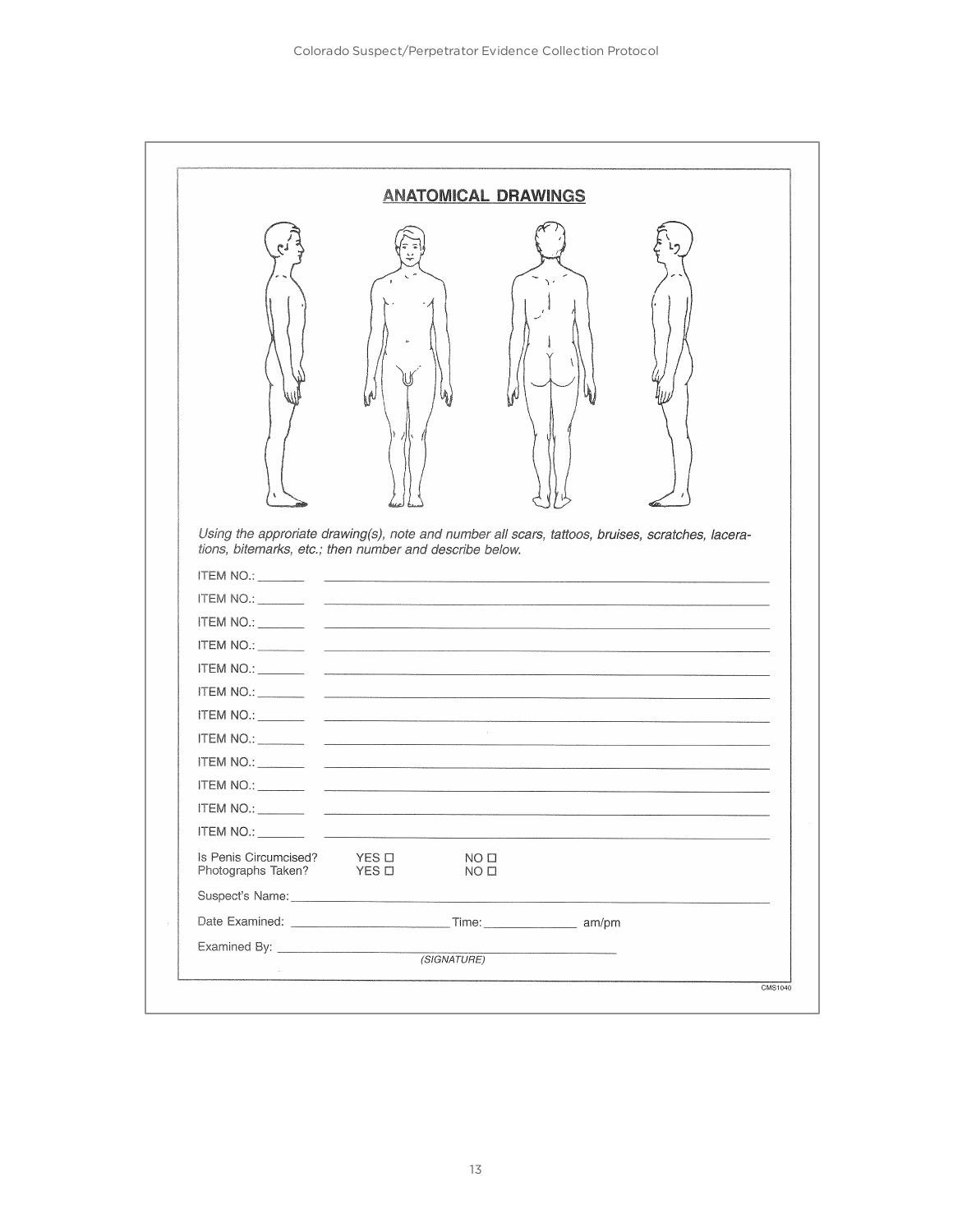## ANATOMICAL DRAWINGS

*Using the approriate drawing(s), note and number all scars, tattoos, bruises, scratches, lacerations, bitemarks, etc.; then number and describe below.*

ITEM NO.: _______ ____________________________________________

ITEM NO.: _______ ____________________________________________

ITEM NO.: _______ ____________________________________________

ITEM NO.: _______ ____________________________________________

ITEM NO.: _______ ____________________________________________

ITEM NO.: _______ ____________________________________________

ITEM NO.: _______ ____________________________________________

ITEM NO.: _______ ____________________________________________

ITEM NO.: _______ ____________________________________________

ITEM NO.: _______ ____________________________________________

ITEM NO.: _______ ____________________________________________

ITEM NO.: _______ ____________________________________________

Is Penis Circumcised? YES ☐ NO ☐

Photographs Taken? YES ☐ NO ☐

Suspect's Name: ____________________________________________

Date Examined: ______________________ Time: ______________ am/pm

Examined By: ____________________________________________
*(SIGNATURE)*

CMS1040